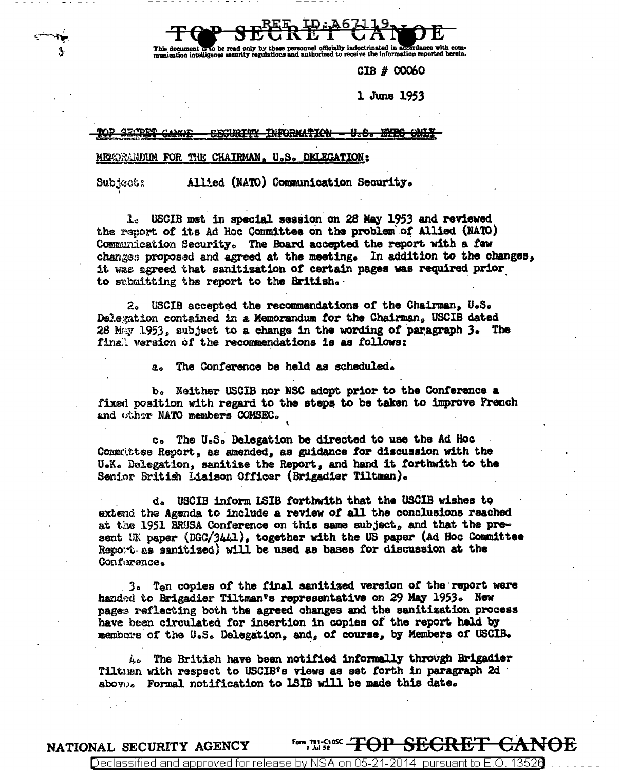REF ID:A67119

TOP SECRET CANOE

This document is to be read only by those personnel officially indoctrinated in accordance with communication intelligence security regulations and authorized to receive the information reported herein.

CIB # 00060

1 June 1953

~~TOP SECRET CANOE - SECURITY INFORMATION - U.S. EYES ONLY~~

MEMORANDUM FOR THE CHAIRMAN, U.S. DELEGATION:

Subject: Allied (NATO) Communication Security.

1. USCIB met in special session on 28 May 1953 and reviewed the report of its Ad Hoc Committee on the problem of Allied (NATO) Communication Security. The Board accepted the report with a few changes proposed and agreed at the meeting. In addition to the changes, it was agreed that sanitization of certain pages was required prior to submitting the report to the British.

2. USCIB accepted the recommendations of the Chairman, U.S. Delegation contained in a Memorandum for the Chairman, USCIB dated 28 May 1953, subject to a change in the wording of paragraph 3. The final version of the recommendations is as follows:

a. The Conference be held as scheduled.

b. Neither USCIB nor NSC adopt prior to the Conference a fixed position with regard to the steps to be taken to improve French and other NATO members COMSEC.

c. The U.S. Delegation be directed to use the Ad Hoc Committee Report, as amended, as guidance for discussion with the U.K. Delegation, sanitize the Report, and hand it forthwith to the Senior British Liaison Officer (Brigadier Tiltman).

d. USCIB inform LSIB forthwith that the USCIB wishes to extend the Agenda to include a review of all the conclusions reached at the 1951 BRUSA Conference on this same subject, and that the present UK paper (DGC/3441), together with the US paper (Ad Hoc Committee Report as sanitized) will be used as bases for discussion at the Conference.

3. Ten copies of the final sanitized version of the report were handed to Brigadier Tiltman's representative on 29 May 1953. New pages reflecting both the agreed changes and the sanitization process have been circulated for insertion in copies of the report held by members of the U.S. Delegation, and, of course, by Members of USCIB.

4. The British have been notified informally through Brigadier Tiltman with respect to USCIB's views as set forth in paragraph 2d above. Formal notification to LSIB will be made this date.

NATIONAL SECURITY AGENCY

TOP SECRET CANOE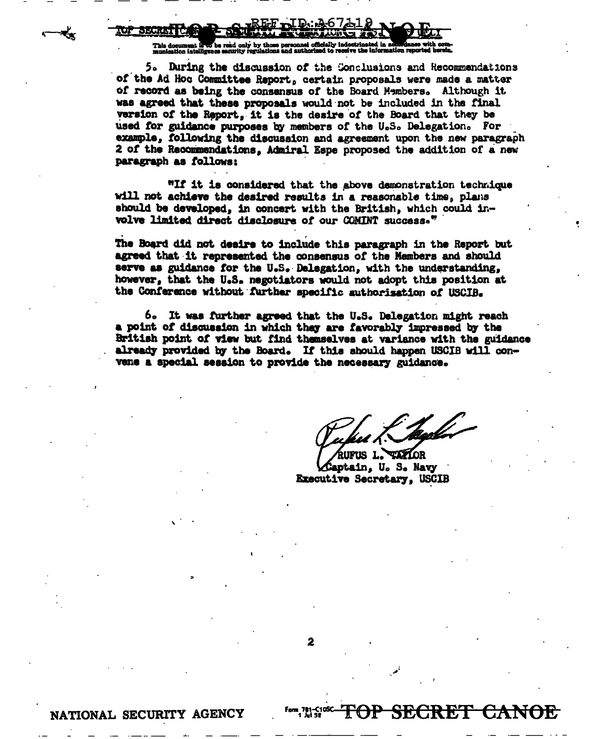TOP SECRET CANOE — SECURITY INFORMATION

This document is to be read only by those personnel officially indoctrinated in accordance with communication intelligence security regulations and authorized to receive the information reported herein.

5. During the discussion of the Conclusions and Recommendations of the Ad Hoc Committee Report, certain proposals were made a matter of record as being the consensus of the Board Members. Although it was agreed that these proposals would not be included in the final version of the Report, it is the desire of the Board that they be used for guidance purposes by members of the U.S. Delegation. For example, following the discussion and agreement upon the new paragraph 2 of the Recommendations, Admiral Espe proposed the addition of a new paragraph as follows:

"If it is considered that the above demonstration technique will not achieve the desired results in a reasonable time, plans should be developed, in concert with the British, which could involve limited direct disclosure of our COMINT success."

The Board did not desire to include this paragraph in the Report but agreed that it represented the consensus of the Members and should serve as guidance for the U.S. Delegation, with the understanding, however, that the U.S. negotiators would not adopt this position at the Conference without further specific authorization of USCIB.

6. It was further agreed that the U.S. Delegation might reach a point of discussion in which they are favorably impressed by the British point of view but find themselves at variance with the guidance already provided by the Board. If this should happen USCIB will convene a special session to provide the necessary guidance.

RUFUS L. TAYLOR
Captain, U. S. Navy
Executive Secretary, USCIB

TOP SECRET CANOE